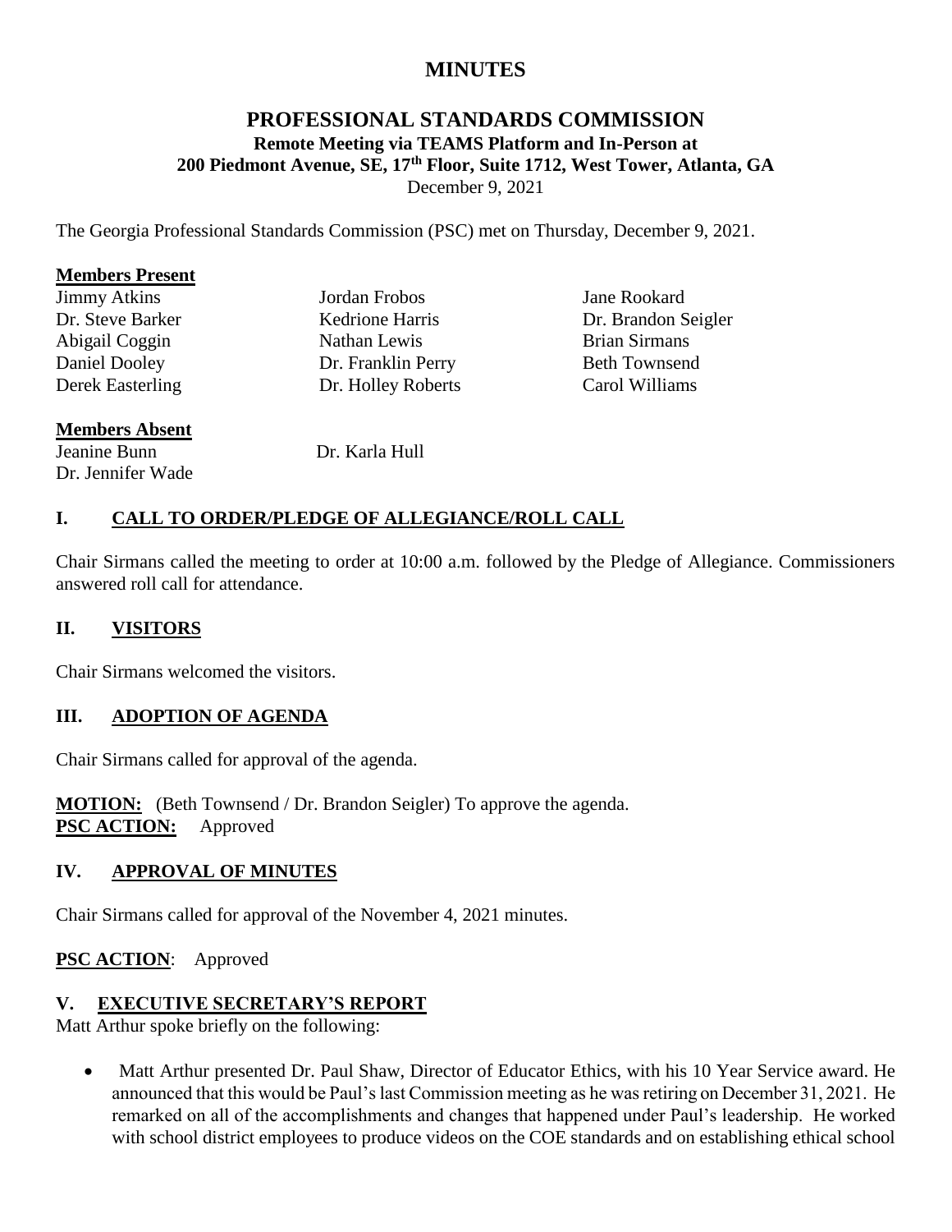# MINUTES

## PROFESSIONAL STANDARDS COMMISSION

**Remote Meeting via TEAMS Platform and In-Person at**
**200 Piedmont Avenue, SE, 17th Floor, Suite 1712, West Tower, Atlanta, GA**
December 9, 2021

The Georgia Professional Standards Commission (PSC) met on Thursday, December 9, 2021.

**Members Present**

| | | |
|---|---|---|
| Jimmy Atkins | Jordan Frobos | Jane Rookard |
| Dr. Steve Barker | Kedrione Harris | Dr. Brandon Seigler |
| Abigail Coggin | Nathan Lewis | Brian Sirmans |
| Daniel Dooley | Dr. Franklin Perry | Beth Townsend |
| Derek Easterling | Dr. Holley Roberts | Carol Williams |

**Members Absent**

| | |
|---|---|
| Jeanine Bunn | Dr. Karla Hull |
| Dr. Jennifer Wade | |

### I. CALL TO ORDER/PLEDGE OF ALLEGIANCE/ROLL CALL

Chair Sirmans called the meeting to order at 10:00 a.m. followed by the Pledge of Allegiance. Commissioners answered roll call for attendance.

### II. VISITORS

Chair Sirmans welcomed the visitors.

### III. ADOPTION OF AGENDA

Chair Sirmans called for approval of the agenda.

**MOTION:** (Beth Townsend / Dr. Brandon Seigler) To approve the agenda.
**PSC ACTION:** Approved

### IV. APPROVAL OF MINUTES

Chair Sirmans called for approval of the November 4, 2021 minutes.

**PSC ACTION**: Approved

### V. EXECUTIVE SECRETARY'S REPORT

Matt Arthur spoke briefly on the following:

- Matt Arthur presented Dr. Paul Shaw, Director of Educator Ethics, with his 10 Year Service award. He announced that this would be Paul's last Commission meeting as he was retiring on December 31, 2021. He remarked on all of the accomplishments and changes that happened under Paul's leadership. He worked with school district employees to produce videos on the COE standards and on establishing ethical school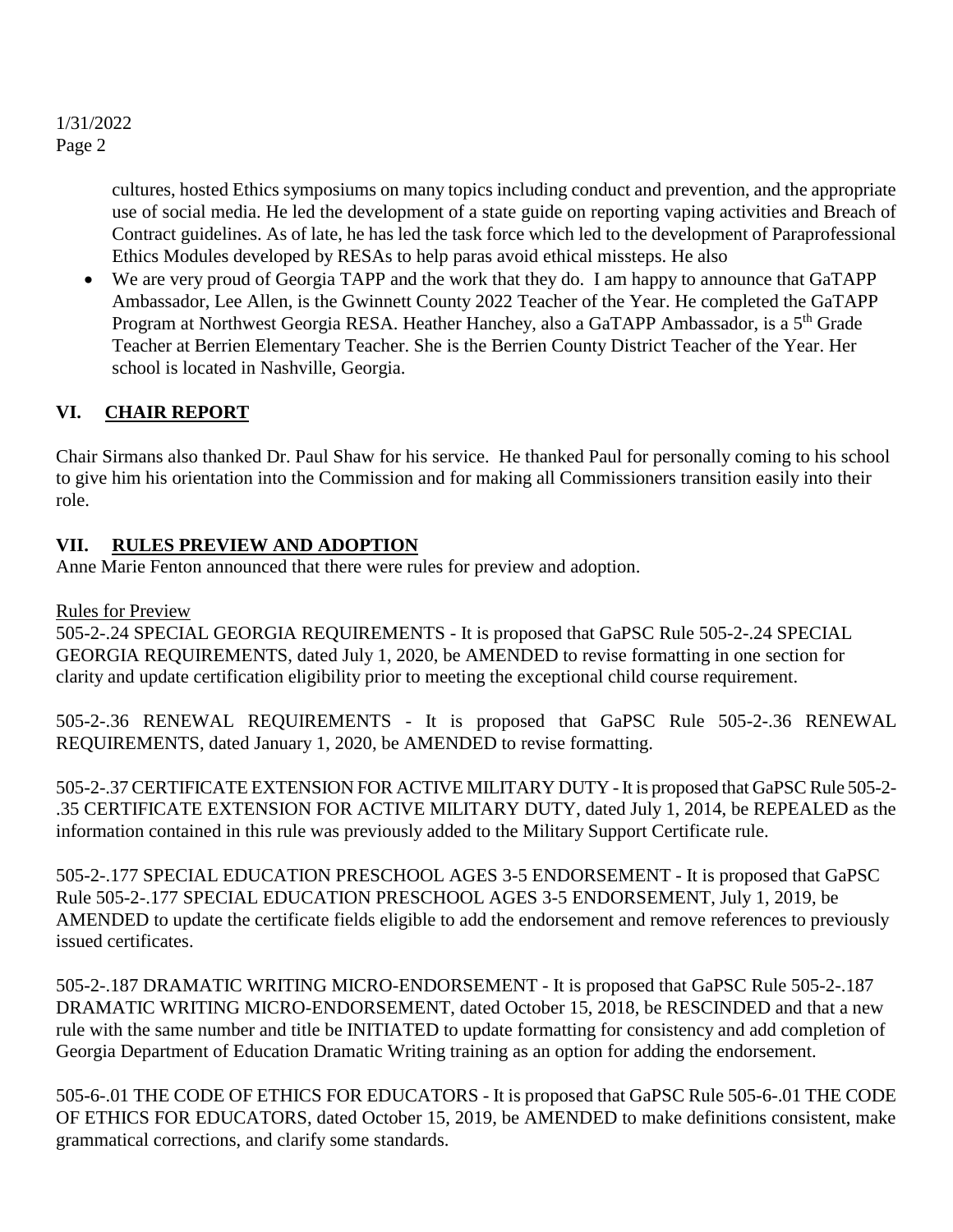cultures, hosted Ethics symposiums on many topics including conduct and prevention, and the appropriate use of social media. He led the development of a state guide on reporting vaping activities and Breach of Contract guidelines. As of late, he has led the task force which led to the development of Paraprofessional Ethics Modules developed by RESAs to help paras avoid ethical missteps. He also

- We are very proud of Georgia TAPP and the work that they do. I am happy to announce that GaTAPP Ambassador, Lee Allen, is the Gwinnett County 2022 Teacher of the Year. He completed the GaTAPP Program at Northwest Georgia RESA. Heather Hanchey, also a GaTAPP Ambassador, is a 5th Grade Teacher at Berrien Elementary Teacher. She is the Berrien County District Teacher of the Year. Her school is located in Nashville, Georgia.

## VI. CHAIR REPORT

Chair Sirmans also thanked Dr. Paul Shaw for his service. He thanked Paul for personally coming to his school to give him his orientation into the Commission and for making all Commissioners transition easily into their role.

## VII. RULES PREVIEW AND ADOPTION

Anne Marie Fenton announced that there were rules for preview and adoption.

Rules for Preview

505-2-.24 SPECIAL GEORGIA REQUIREMENTS - It is proposed that GaPSC Rule 505-2-.24 SPECIAL GEORGIA REQUIREMENTS, dated July 1, 2020, be AMENDED to revise formatting in one section for clarity and update certification eligibility prior to meeting the exceptional child course requirement.

505-2-.36 RENEWAL REQUIREMENTS - It is proposed that GaPSC Rule 505-2-.36 RENEWAL REQUIREMENTS, dated January 1, 2020, be AMENDED to revise formatting.

505-2-.37 CERTIFICATE EXTENSION FOR ACTIVE MILITARY DUTY - It is proposed that GaPSC Rule 505-2-.35 CERTIFICATE EXTENSION FOR ACTIVE MILITARY DUTY, dated July 1, 2014, be REPEALED as the information contained in this rule was previously added to the Military Support Certificate rule.

505-2-.177 SPECIAL EDUCATION PRESCHOOL AGES 3-5 ENDORSEMENT - It is proposed that GaPSC Rule 505-2-.177 SPECIAL EDUCATION PRESCHOOL AGES 3-5 ENDORSEMENT, July 1, 2019, be AMENDED to update the certificate fields eligible to add the endorsement and remove references to previously issued certificates.

505-2-.187 DRAMATIC WRITING MICRO-ENDORSEMENT - It is proposed that GaPSC Rule 505-2-.187 DRAMATIC WRITING MICRO-ENDORSEMENT, dated October 15, 2018, be RESCINDED and that a new rule with the same number and title be INITIATED to update formatting for consistency and add completion of Georgia Department of Education Dramatic Writing training as an option for adding the endorsement.

505-6-.01 THE CODE OF ETHICS FOR EDUCATORS - It is proposed that GaPSC Rule 505-6-.01 THE CODE OF ETHICS FOR EDUCATORS, dated October 15, 2019, be AMENDED to make definitions consistent, make grammatical corrections, and clarify some standards.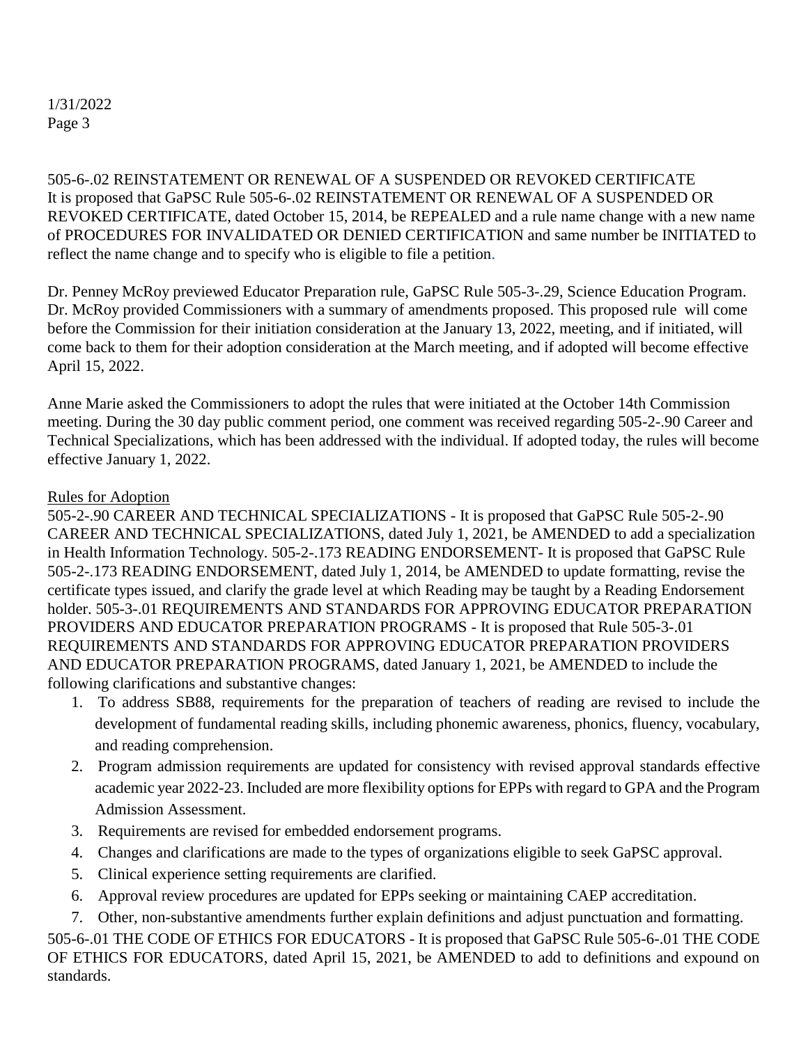505-6-.02 REINSTATEMENT OR RENEWAL OF A SUSPENDED OR REVOKED CERTIFICATE
It is proposed that GaPSC Rule 505-6-.02 REINSTATEMENT OR RENEWAL OF A SUSPENDED OR REVOKED CERTIFICATE, dated October 15, 2014, be REPEALED and a rule name change with a new name of PROCEDURES FOR INVALIDATED OR DENIED CERTIFICATION and same number be INITIATED to reflect the name change and to specify who is eligible to file a petition.

Dr. Penney McRoy previewed Educator Preparation rule, GaPSC Rule 505-3-.29, Science Education Program. Dr. McRoy provided Commissioners with a summary of amendments proposed. This proposed rule will come before the Commission for their initiation consideration at the January 13, 2022, meeting, and if initiated, will come back to them for their adoption consideration at the March meeting, and if adopted will become effective April 15, 2022.

Anne Marie asked the Commissioners to adopt the rules that were initiated at the October 14th Commission meeting. During the 30 day public comment period, one comment was received regarding 505-2-.90 Career and Technical Specializations, which has been addressed with the individual. If adopted today, the rules will become effective January 1, 2022.

Rules for Adoption
505-2-.90 CAREER AND TECHNICAL SPECIALIZATIONS - It is proposed that GaPSC Rule 505-2-.90 CAREER AND TECHNICAL SPECIALIZATIONS, dated July 1, 2021, be AMENDED to add a specialization in Health Information Technology. 505-2-.173 READING ENDORSEMENT- It is proposed that GaPSC Rule 505-2-.173 READING ENDORSEMENT, dated July 1, 2014, be AMENDED to update formatting, revise the certificate types issued, and clarify the grade level at which Reading may be taught by a Reading Endorsement holder. 505-3-.01 REQUIREMENTS AND STANDARDS FOR APPROVING EDUCATOR PREPARATION PROVIDERS AND EDUCATOR PREPARATION PROGRAMS - It is proposed that Rule 505-3-.01 REQUIREMENTS AND STANDARDS FOR APPROVING EDUCATOR PREPARATION PROVIDERS AND EDUCATOR PREPARATION PROGRAMS, dated January 1, 2021, be AMENDED to include the following clarifications and substantive changes:

1. To address SB88, requirements for the preparation of teachers of reading are revised to include the development of fundamental reading skills, including phonemic awareness, phonics, fluency, vocabulary, and reading comprehension.
2. Program admission requirements are updated for consistency with revised approval standards effective academic year 2022-23. Included are more flexibility options for EPPs with regard to GPA and the Program Admission Assessment.
3. Requirements are revised for embedded endorsement programs.
4. Changes and clarifications are made to the types of organizations eligible to seek GaPSC approval.
5. Clinical experience setting requirements are clarified.
6. Approval review procedures are updated for EPPs seeking or maintaining CAEP accreditation.
7. Other, non-substantive amendments further explain definitions and adjust punctuation and formatting.

505-6-.01 THE CODE OF ETHICS FOR EDUCATORS - It is proposed that GaPSC Rule 505-6-.01 THE CODE OF ETHICS FOR EDUCATORS, dated April 15, 2021, be AMENDED to add to definitions and expound on standards.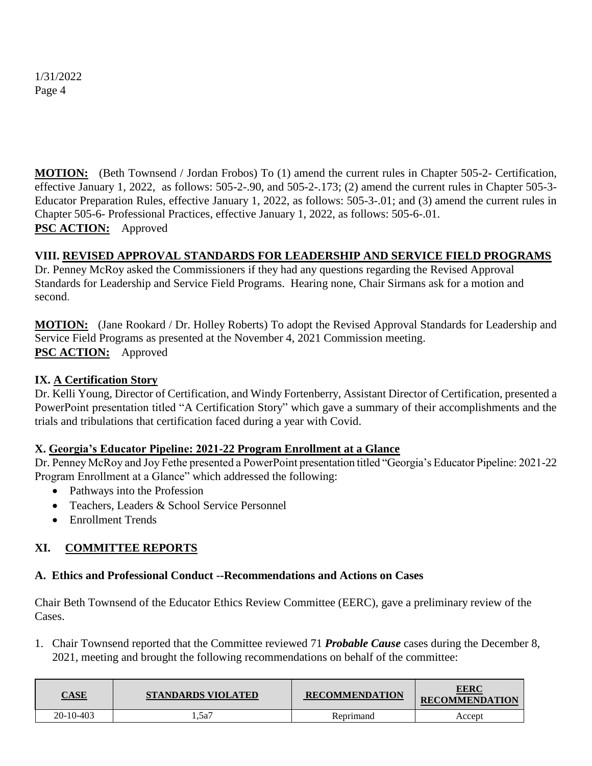**MOTION:** (Beth Townsend / Jordan Frobos) To (1) amend the current rules in Chapter 505-2- Certification, effective January 1, 2022, as follows: 505-2-.90, and 505-2-.173; (2) amend the current rules in Chapter 505-3- Educator Preparation Rules, effective January 1, 2022, as follows: 505-3-.01; and (3) amend the current rules in Chapter 505-6- Professional Practices, effective January 1, 2022, as follows: 505-6-.01.
**PSC ACTION:** Approved

## VIII. REVISED APPROVAL STANDARDS FOR LEADERSHIP AND SERVICE FIELD PROGRAMS

Dr. Penney McRoy asked the Commissioners if they had any questions regarding the Revised Approval Standards for Leadership and Service Field Programs. Hearing none, Chair Sirmans ask for a motion and second.

**MOTION:** (Jane Rookard / Dr. Holley Roberts) To adopt the Revised Approval Standards for Leadership and Service Field Programs as presented at the November 4, 2021 Commission meeting.
**PSC ACTION:** Approved

## IX. A Certification Story

Dr. Kelli Young, Director of Certification, and Windy Fortenberry, Assistant Director of Certification, presented a PowerPoint presentation titled "A Certification Story" which gave a summary of their accomplishments and the trials and tribulations that certification faced during a year with Covid.

## X. Georgia's Educator Pipeline: 2021-22 Program Enrollment at a Glance

Dr. Penney McRoy and Joy Fethe presented a PowerPoint presentation titled "Georgia's Educator Pipeline: 2021-22 Program Enrollment at a Glance" which addressed the following:

- Pathways into the Profession
- Teachers, Leaders & School Service Personnel
- Enrollment Trends

## XI. COMMITTEE REPORTS

### A. Ethics and Professional Conduct --Recommendations and Actions on Cases

Chair Beth Townsend of the Educator Ethics Review Committee (EERC), gave a preliminary review of the Cases.

1. Chair Townsend reported that the Committee reviewed 71 ***Probable Cause*** cases during the December 8, 2021, meeting and brought the following recommendations on behalf of the committee:

| CASE | STANDARDS VIOLATED | RECOMMENDATION | EERC RECOMMENDATION |
|---|---|---|---|
| 20-10-403 | 1,5a7 | Reprimand | Accept |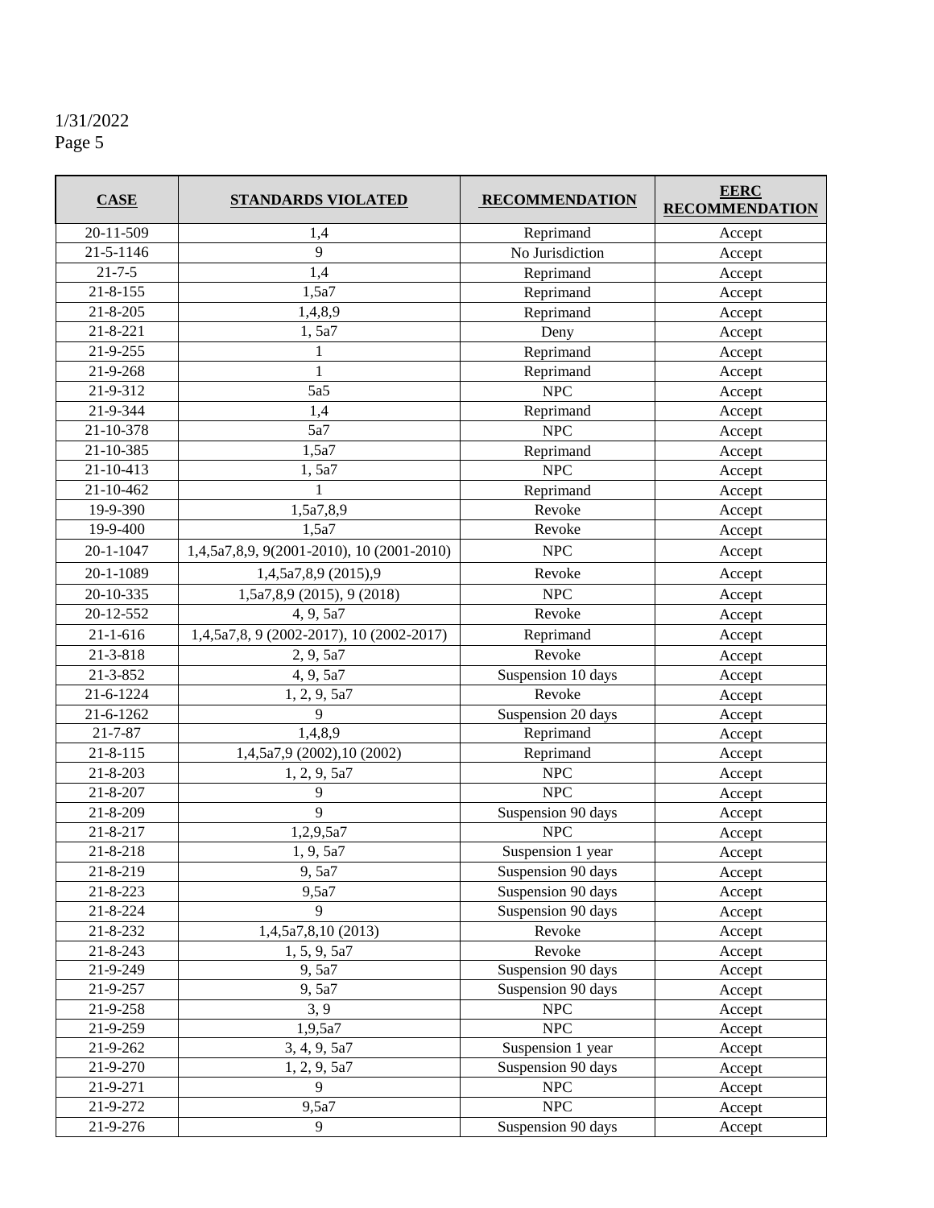1/31/2022

| CASE | STANDARDS VIOLATED | RECOMMENDATION | EERC RECOMMENDATION |
|---|---|---|---|
| 20-11-509 | 1,4 | Reprimand | Accept |
| 21-5-1146 | 9 | No Jurisdiction | Accept |
| 21-7-5 | 1,4 | Reprimand | Accept |
| 21-8-155 | 1,5a7 | Reprimand | Accept |
| 21-8-205 | 1,4,8,9 | Reprimand | Accept |
| 21-8-221 | 1, 5a7 | Deny | Accept |
| 21-9-255 | 1 | Reprimand | Accept |
| 21-9-268 | 1 | Reprimand | Accept |
| 21-9-312 | 5a5 | NPC | Accept |
| 21-9-344 | 1,4 | Reprimand | Accept |
| 21-10-378 | 5a7 | NPC | Accept |
| 21-10-385 | 1,5a7 | Reprimand | Accept |
| 21-10-413 | 1, 5a7 | NPC | Accept |
| 21-10-462 | 1 | Reprimand | Accept |
| 19-9-390 | 1,5a7,8,9 | Revoke | Accept |
| 19-9-400 | 1,5a7 | Revoke | Accept |
| 20-1-1047 | 1,4,5a7,8,9, 9(2001-2010), 10 (2001-2010) | NPC | Accept |
| 20-1-1089 | 1,4,5a7,8,9 (2015),9 | Revoke | Accept |
| 20-10-335 | 1,5a7,8,9 (2015), 9 (2018) | NPC | Accept |
| 20-12-552 | 4, 9, 5a7 | Revoke | Accept |
| 21-1-616 | 1,4,5a7,8, 9 (2002-2017), 10 (2002-2017) | Reprimand | Accept |
| 21-3-818 | 2, 9, 5a7 | Revoke | Accept |
| 21-3-852 | 4, 9, 5a7 | Suspension 10 days | Accept |
| 21-6-1224 | 1, 2, 9, 5a7 | Revoke | Accept |
| 21-6-1262 | 9 | Suspension 20 days | Accept |
| 21-7-87 | 1,4,8,9 | Reprimand | Accept |
| 21-8-115 | 1,4,5a7,9 (2002),10 (2002) | Reprimand | Accept |
| 21-8-203 | 1, 2, 9, 5a7 | NPC | Accept |
| 21-8-207 | 9 | NPC | Accept |
| 21-8-209 | 9 | Suspension 90 days | Accept |
| 21-8-217 | 1,2,9,5a7 | NPC | Accept |
| 21-8-218 | 1, 9, 5a7 | Suspension 1 year | Accept |
| 21-8-219 | 9, 5a7 | Suspension 90 days | Accept |
| 21-8-223 | 9,5a7 | Suspension 90 days | Accept |
| 21-8-224 | 9 | Suspension 90 days | Accept |
| 21-8-232 | 1,4,5a7,8,10 (2013) | Revoke | Accept |
| 21-8-243 | 1, 5, 9, 5a7 | Revoke | Accept |
| 21-9-249 | 9, 5a7 | Suspension 90 days | Accept |
| 21-9-257 | 9, 5a7 | Suspension 90 days | Accept |
| 21-9-258 | 3, 9 | NPC | Accept |
| 21-9-259 | 1,9,5a7 | NPC | Accept |
| 21-9-262 | 3, 4, 9, 5a7 | Suspension 1 year | Accept |
| 21-9-270 | 1, 2, 9, 5a7 | Suspension 90 days | Accept |
| 21-9-271 | 9 | NPC | Accept |
| 21-9-272 | 9,5a7 | NPC | Accept |
| 21-9-276 | 9 | Suspension 90 days | Accept |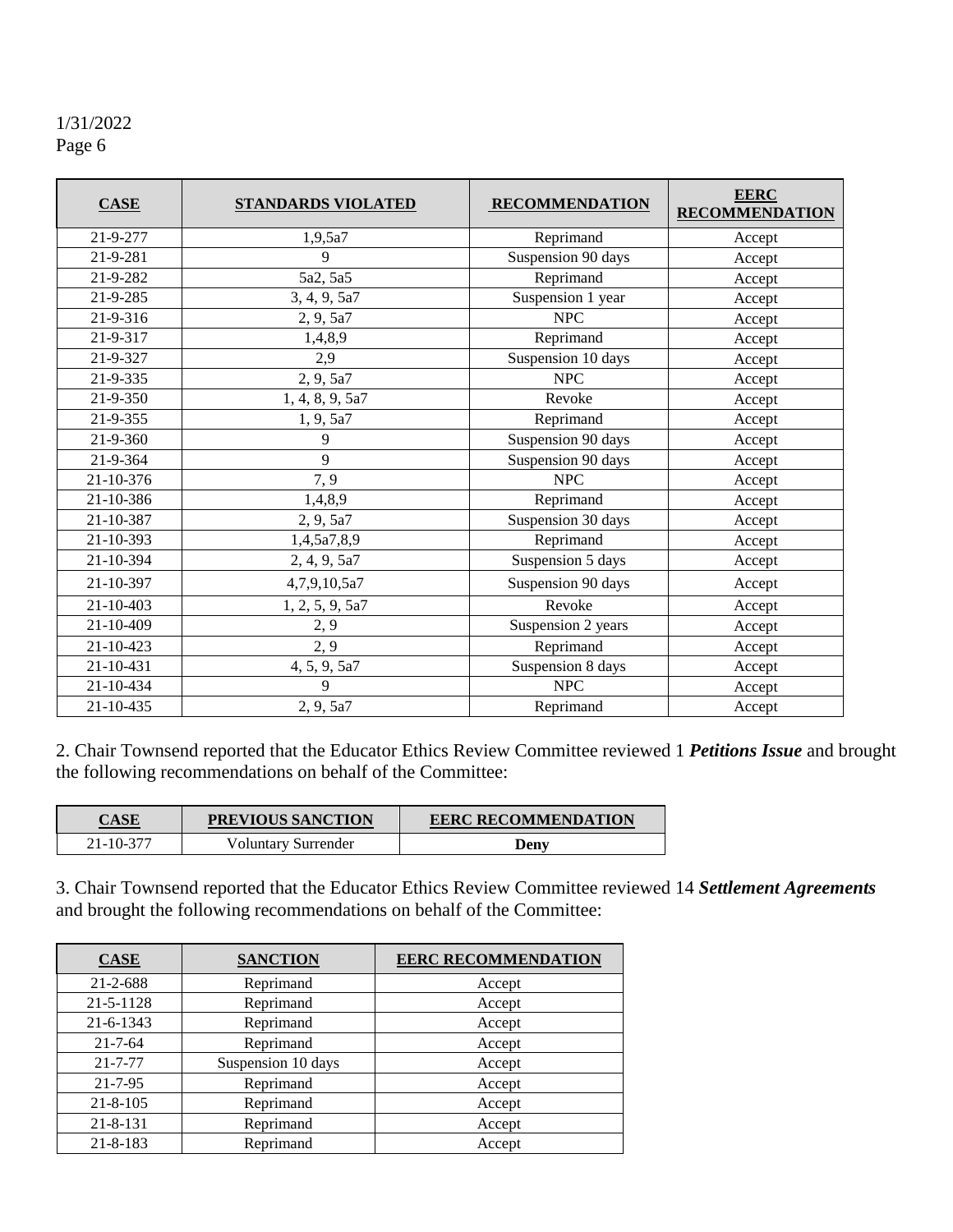| CASE | STANDARDS VIOLATED | RECOMMENDATION | EERC RECOMMENDATION |
|---|---|---|---|
| 21-9-277 | 1,9,5a7 | Reprimand | Accept |
| 21-9-281 | 9 | Suspension 90 days | Accept |
| 21-9-282 | 5a2, 5a5 | Reprimand | Accept |
| 21-9-285 | 3, 4, 9, 5a7 | Suspension 1 year | Accept |
| 21-9-316 | 2, 9, 5a7 | NPC | Accept |
| 21-9-317 | 1,4,8,9 | Reprimand | Accept |
| 21-9-327 | 2,9 | Suspension 10 days | Accept |
| 21-9-335 | 2, 9, 5a7 | NPC | Accept |
| 21-9-350 | 1, 4, 8, 9, 5a7 | Revoke | Accept |
| 21-9-355 | 1, 9, 5a7 | Reprimand | Accept |
| 21-9-360 | 9 | Suspension 90 days | Accept |
| 21-9-364 | 9 | Suspension 90 days | Accept |
| 21-10-376 | 7, 9 | NPC | Accept |
| 21-10-386 | 1,4,8,9 | Reprimand | Accept |
| 21-10-387 | 2, 9, 5a7 | Suspension 30 days | Accept |
| 21-10-393 | 1,4,5a7,8,9 | Reprimand | Accept |
| 21-10-394 | 2, 4, 9, 5a7 | Suspension 5 days | Accept |
| 21-10-397 | 4,7,9,10,5a7 | Suspension 90 days | Accept |
| 21-10-403 | 1, 2, 5, 9, 5a7 | Revoke | Accept |
| 21-10-409 | 2, 9 | Suspension 2 years | Accept |
| 21-10-423 | 2, 9 | Reprimand | Accept |
| 21-10-431 | 4, 5, 9, 5a7 | Suspension 8 days | Accept |
| 21-10-434 | 9 | NPC | Accept |
| 21-10-435 | 2, 9, 5a7 | Reprimand | Accept |

2. Chair Townsend reported that the Educator Ethics Review Committee reviewed 1 ***Petitions Issue*** and brought the following recommendations on behalf of the Committee:

| CASE | PREVIOUS SANCTION | EERC RECOMMENDATION |
|---|---|---|
| 21-10-377 | Voluntary Surrender | **Deny** |

3. Chair Townsend reported that the Educator Ethics Review Committee reviewed 14 ***Settlement Agreements*** and brought the following recommendations on behalf of the Committee:

| CASE | SANCTION | EERC RECOMMENDATION |
|---|---|---|
| 21-2-688 | Reprimand | Accept |
| 21-5-1128 | Reprimand | Accept |
| 21-6-1343 | Reprimand | Accept |
| 21-7-64 | Reprimand | Accept |
| 21-7-77 | Suspension 10 days | Accept |
| 21-7-95 | Reprimand | Accept |
| 21-8-105 | Reprimand | Accept |
| 21-8-131 | Reprimand | Accept |
| 21-8-183 | Reprimand | Accept |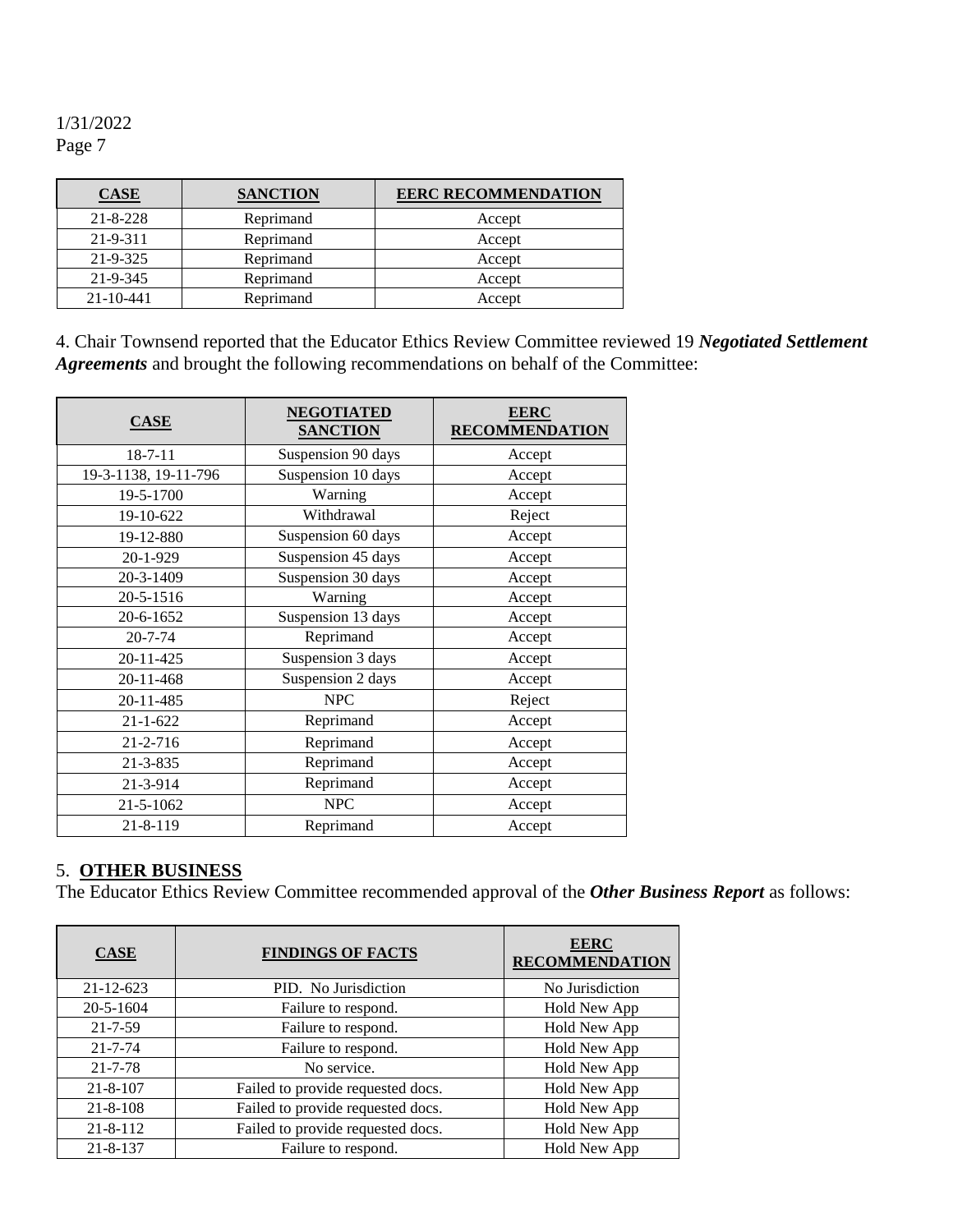| CASE | SANCTION | EERC RECOMMENDATION |
|---|---|---|
| 21-8-228 | Reprimand | Accept |
| 21-9-311 | Reprimand | Accept |
| 21-9-325 | Reprimand | Accept |
| 21-9-345 | Reprimand | Accept |
| 21-10-441 | Reprimand | Accept |

4. Chair Townsend reported that the Educator Ethics Review Committee reviewed 19 ***Negotiated Settlement Agreements*** and brought the following recommendations on behalf of the Committee:

| CASE | NEGOTIATED SANCTION | EERC RECOMMENDATION |
|---|---|---|
| 18-7-11 | Suspension 90 days | Accept |
| 19-3-1138, 19-11-796 | Suspension 10 days | Accept |
| 19-5-1700 | Warning | Accept |
| 19-10-622 | Withdrawal | Reject |
| 19-12-880 | Suspension 60 days | Accept |
| 20-1-929 | Suspension 45 days | Accept |
| 20-3-1409 | Suspension 30 days | Accept |
| 20-5-1516 | Warning | Accept |
| 20-6-1652 | Suspension 13 days | Accept |
| 20-7-74 | Reprimand | Accept |
| 20-11-425 | Suspension 3 days | Accept |
| 20-11-468 | Suspension 2 days | Accept |
| 20-11-485 | NPC | Reject |
| 21-1-622 | Reprimand | Accept |
| 21-2-716 | Reprimand | Accept |
| 21-3-835 | Reprimand | Accept |
| 21-3-914 | Reprimand | Accept |
| 21-5-1062 | NPC | Accept |
| 21-8-119 | Reprimand | Accept |

## 5. OTHER BUSINESS

The Educator Ethics Review Committee recommended approval of the ***Other Business Report*** as follows:

| CASE | FINDINGS OF FACTS | EERC RECOMMENDATION |
|---|---|---|
| 21-12-623 | PID. No Jurisdiction | No Jurisdiction |
| 20-5-1604 | Failure to respond. | Hold New App |
| 21-7-59 | Failure to respond. | Hold New App |
| 21-7-74 | Failure to respond. | Hold New App |
| 21-7-78 | No service. | Hold New App |
| 21-8-107 | Failed to provide requested docs. | Hold New App |
| 21-8-108 | Failed to provide requested docs. | Hold New App |
| 21-8-112 | Failed to provide requested docs. | Hold New App |
| 21-8-137 | Failure to respond. | Hold New App |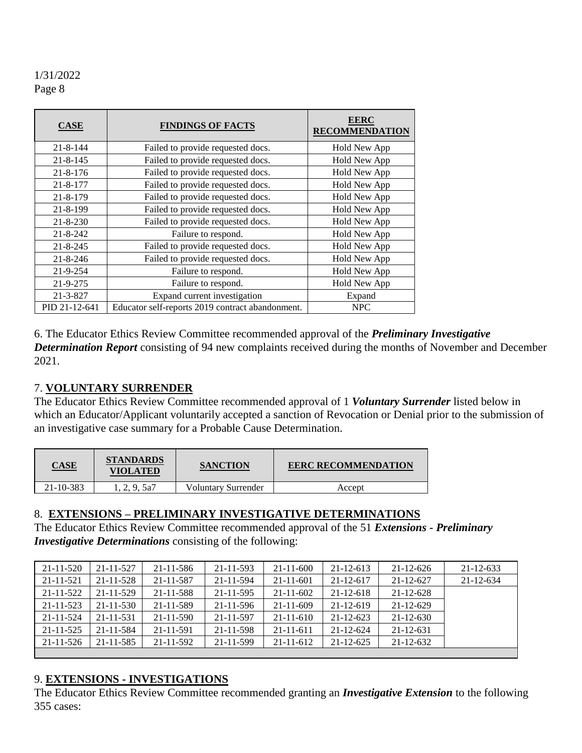| CASE | FINDINGS OF FACTS | EERC RECOMMENDATION |
|---|---|---|
| 21-8-144 | Failed to provide requested docs. | Hold New App |
| 21-8-145 | Failed to provide requested docs. | Hold New App |
| 21-8-176 | Failed to provide requested docs. | Hold New App |
| 21-8-177 | Failed to provide requested docs. | Hold New App |
| 21-8-179 | Failed to provide requested docs. | Hold New App |
| 21-8-199 | Failed to provide requested docs. | Hold New App |
| 21-8-230 | Failed to provide requested docs. | Hold New App |
| 21-8-242 | Failure to respond. | Hold New App |
| 21-8-245 | Failed to provide requested docs. | Hold New App |
| 21-8-246 | Failed to provide requested docs. | Hold New App |
| 21-9-254 | Failure to respond. | Hold New App |
| 21-9-275 | Failure to respond. | Hold New App |
| 21-3-827 | Expand current investigation | Expand |
| PID 21-12-641 | Educator self-reports 2019 contract abandonment. | NPC |

6. The Educator Ethics Review Committee recommended approval of the ***Preliminary Investigative Determination Report*** consisting of 94 new complaints received during the months of November and December 2021.

## 7. VOLUNTARY SURRENDER

The Educator Ethics Review Committee recommended approval of 1 ***Voluntary Surrender*** listed below in which an Educator/Applicant voluntarily accepted a sanction of Revocation or Denial prior to the submission of an investigative case summary for a Probable Cause Determination.

| CASE | STANDARDS VIOLATED | SANCTION | EERC RECOMMENDATION |
|---|---|---|---|
| 21-10-383 | 1, 2, 9, 5a7 | Voluntary Surrender | Accept |

## 8. EXTENSIONS – PRELIMINARY INVESTIGATIVE DETERMINATIONS

The Educator Ethics Review Committee recommended approval of the 51 ***Extensions - Preliminary Investigative Determinations*** consisting of the following:

| | | | | | | | |
|---|---|---|---|---|---|---|---|
| 21-11-520 | 21-11-527 | 21-11-586 | 21-11-593 | 21-11-600 | 21-12-613 | 21-12-626 | 21-12-633 |
| 21-11-521 | 21-11-528 | 21-11-587 | 21-11-594 | 21-11-601 | 21-12-617 | 21-12-627 | 21-12-634 |
| 21-11-522 | 21-11-529 | 21-11-588 | 21-11-595 | 21-11-602 | 21-12-618 | 21-12-628 | |
| 21-11-523 | 21-11-530 | 21-11-589 | 21-11-596 | 21-11-609 | 21-12-619 | 21-12-629 | |
| 21-11-524 | 21-11-531 | 21-11-590 | 21-11-597 | 21-11-610 | 21-12-623 | 21-12-630 | |
| 21-11-525 | 21-11-584 | 21-11-591 | 21-11-598 | 21-11-611 | 21-12-624 | 21-12-631 | |
| 21-11-526 | 21-11-585 | 21-11-592 | 21-11-599 | 21-11-612 | 21-12-625 | 21-12-632 | |

## 9. EXTENSIONS - INVESTIGATIONS

The Educator Ethics Review Committee recommended granting an ***Investigative Extension*** to the following 355 cases: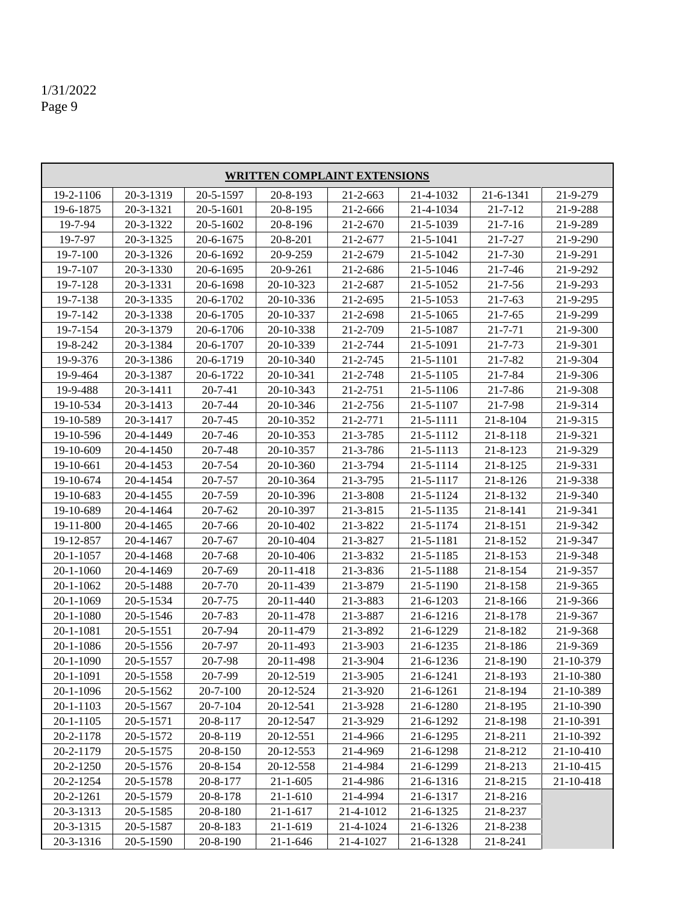1/31/2022

| WRITTEN COMPLAINT EXTENSIONS | | | | | | | |
|---|---|---|---|---|---|---|---|
| 19-2-1106 | 20-3-1319 | 20-5-1597 | 20-8-193 | 21-2-663 | 21-4-1032 | 21-6-1341 | 21-9-279 |
| 19-6-1875 | 20-3-1321 | 20-5-1601 | 20-8-195 | 21-2-666 | 21-4-1034 | 21-7-12 | 21-9-288 |
| 19-7-94 | 20-3-1322 | 20-5-1602 | 20-8-196 | 21-2-670 | 21-5-1039 | 21-7-16 | 21-9-289 |
| 19-7-97 | 20-3-1325 | 20-6-1675 | 20-8-201 | 21-2-677 | 21-5-1041 | 21-7-27 | 21-9-290 |
| 19-7-100 | 20-3-1326 | 20-6-1692 | 20-9-259 | 21-2-679 | 21-5-1042 | 21-7-30 | 21-9-291 |
| 19-7-107 | 20-3-1330 | 20-6-1695 | 20-9-261 | 21-2-686 | 21-5-1046 | 21-7-46 | 21-9-292 |
| 19-7-128 | 20-3-1331 | 20-6-1698 | 20-10-323 | 21-2-687 | 21-5-1052 | 21-7-56 | 21-9-293 |
| 19-7-138 | 20-3-1335 | 20-6-1702 | 20-10-336 | 21-2-695 | 21-5-1053 | 21-7-63 | 21-9-295 |
| 19-7-142 | 20-3-1338 | 20-6-1705 | 20-10-337 | 21-2-698 | 21-5-1065 | 21-7-65 | 21-9-299 |
| 19-7-154 | 20-3-1379 | 20-6-1706 | 20-10-338 | 21-2-709 | 21-5-1087 | 21-7-71 | 21-9-300 |
| 19-8-242 | 20-3-1384 | 20-6-1707 | 20-10-339 | 21-2-744 | 21-5-1091 | 21-7-73 | 21-9-301 |
| 19-9-376 | 20-3-1386 | 20-6-1719 | 20-10-340 | 21-2-745 | 21-5-1101 | 21-7-82 | 21-9-304 |
| 19-9-464 | 20-3-1387 | 20-6-1722 | 20-10-341 | 21-2-748 | 21-5-1105 | 21-7-84 | 21-9-306 |
| 19-9-488 | 20-3-1411 | 20-7-41 | 20-10-343 | 21-2-751 | 21-5-1106 | 21-7-86 | 21-9-308 |
| 19-10-534 | 20-3-1413 | 20-7-44 | 20-10-346 | 21-2-756 | 21-5-1107 | 21-7-98 | 21-9-314 |
| 19-10-589 | 20-3-1417 | 20-7-45 | 20-10-352 | 21-2-771 | 21-5-1111 | 21-8-104 | 21-9-315 |
| 19-10-596 | 20-4-1449 | 20-7-46 | 20-10-353 | 21-3-785 | 21-5-1112 | 21-8-118 | 21-9-321 |
| 19-10-609 | 20-4-1450 | 20-7-48 | 20-10-357 | 21-3-786 | 21-5-1113 | 21-8-123 | 21-9-329 |
| 19-10-661 | 20-4-1453 | 20-7-54 | 20-10-360 | 21-3-794 | 21-5-1114 | 21-8-125 | 21-9-331 |
| 19-10-674 | 20-4-1454 | 20-7-57 | 20-10-364 | 21-3-795 | 21-5-1117 | 21-8-126 | 21-9-338 |
| 19-10-683 | 20-4-1455 | 20-7-59 | 20-10-396 | 21-3-808 | 21-5-1124 | 21-8-132 | 21-9-340 |
| 19-10-689 | 20-4-1464 | 20-7-62 | 20-10-397 | 21-3-815 | 21-5-1135 | 21-8-141 | 21-9-341 |
| 19-11-800 | 20-4-1465 | 20-7-66 | 20-10-402 | 21-3-822 | 21-5-1174 | 21-8-151 | 21-9-342 |
| 19-12-857 | 20-4-1467 | 20-7-67 | 20-10-404 | 21-3-827 | 21-5-1181 | 21-8-152 | 21-9-347 |
| 20-1-1057 | 20-4-1468 | 20-7-68 | 20-10-406 | 21-3-832 | 21-5-1185 | 21-8-153 | 21-9-348 |
| 20-1-1060 | 20-4-1469 | 20-7-69 | 20-11-418 | 21-3-836 | 21-5-1188 | 21-8-154 | 21-9-357 |
| 20-1-1062 | 20-5-1488 | 20-7-70 | 20-11-439 | 21-3-879 | 21-5-1190 | 21-8-158 | 21-9-365 |
| 20-1-1069 | 20-5-1534 | 20-7-75 | 20-11-440 | 21-3-883 | 21-6-1203 | 21-8-166 | 21-9-366 |
| 20-1-1080 | 20-5-1546 | 20-7-83 | 20-11-478 | 21-3-887 | 21-6-1216 | 21-8-178 | 21-9-367 |
| 20-1-1081 | 20-5-1551 | 20-7-94 | 20-11-479 | 21-3-892 | 21-6-1229 | 21-8-182 | 21-9-368 |
| 20-1-1086 | 20-5-1556 | 20-7-97 | 20-11-493 | 21-3-903 | 21-6-1235 | 21-8-186 | 21-9-369 |
| 20-1-1090 | 20-5-1557 | 20-7-98 | 20-11-498 | 21-3-904 | 21-6-1236 | 21-8-190 | 21-10-379 |
| 20-1-1091 | 20-5-1558 | 20-7-99 | 20-12-519 | 21-3-905 | 21-6-1241 | 21-8-193 | 21-10-380 |
| 20-1-1096 | 20-5-1562 | 20-7-100 | 20-12-524 | 21-3-920 | 21-6-1261 | 21-8-194 | 21-10-389 |
| 20-1-1103 | 20-5-1567 | 20-7-104 | 20-12-541 | 21-3-928 | 21-6-1280 | 21-8-195 | 21-10-390 |
| 20-1-1105 | 20-5-1571 | 20-8-117 | 20-12-547 | 21-3-929 | 21-6-1292 | 21-8-198 | 21-10-391 |
| 20-2-1178 | 20-5-1572 | 20-8-119 | 20-12-551 | 21-4-966 | 21-6-1295 | 21-8-211 | 21-10-392 |
| 20-2-1179 | 20-5-1575 | 20-8-150 | 20-12-553 | 21-4-969 | 21-6-1298 | 21-8-212 | 21-10-410 |
| 20-2-1250 | 20-5-1576 | 20-8-154 | 20-12-558 | 21-4-984 | 21-6-1299 | 21-8-213 | 21-10-415 |
| 20-2-1254 | 20-5-1578 | 20-8-177 | 21-1-605 | 21-4-986 | 21-6-1316 | 21-8-215 | 21-10-418 |
| 20-2-1261 | 20-5-1579 | 20-8-178 | 21-1-610 | 21-4-994 | 21-6-1317 | 21-8-216 | |
| 20-3-1313 | 20-5-1585 | 20-8-180 | 21-1-617 | 21-4-1012 | 21-6-1325 | 21-8-237 | |
| 20-3-1315 | 20-5-1587 | 20-8-183 | 21-1-619 | 21-4-1024 | 21-6-1326 | 21-8-238 | |
| 20-3-1316 | 20-5-1590 | 20-8-190 | 21-1-646 | 21-4-1027 | 21-6-1328 | 21-8-241 | |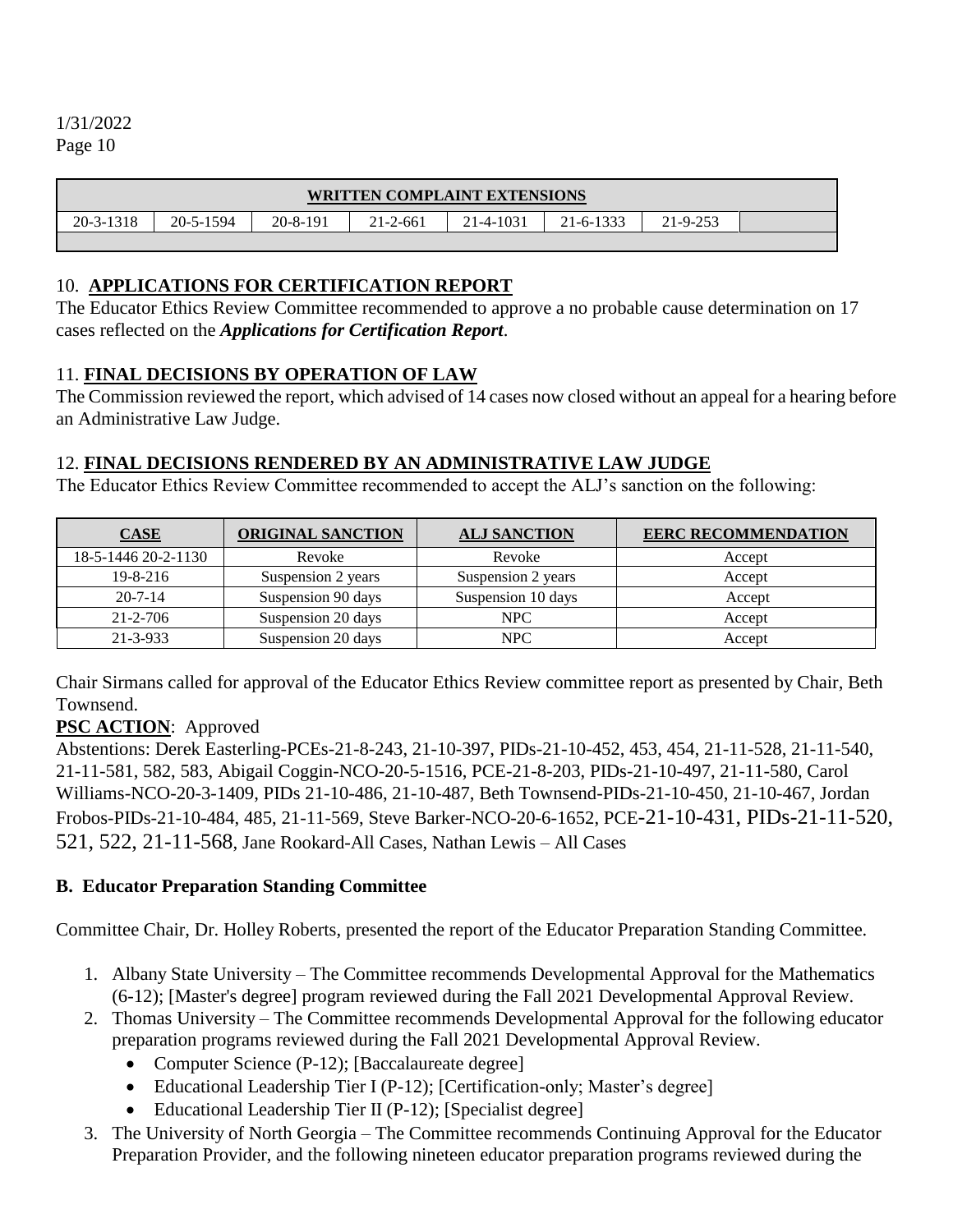| WRITTEN COMPLAINT EXTENSIONS | | | | | | | |
|---|---|---|---|---|---|---|---|
| 20-3-1318 | 20-5-1594 | 20-8-191 | 21-2-661 | 21-4-1031 | 21-6-1333 | 21-9-253 | |

## 10. APPLICATIONS FOR CERTIFICATION REPORT

The Educator Ethics Review Committee recommended to approve a no probable cause determination on 17 cases reflected on the ***Applications for Certification Report***.

## 11. FINAL DECISIONS BY OPERATION OF LAW

The Commission reviewed the report, which advised of 14 cases now closed without an appeal for a hearing before an Administrative Law Judge.

## 12. FINAL DECISIONS RENDERED BY AN ADMINISTRATIVE LAW JUDGE

The Educator Ethics Review Committee recommended to accept the ALJ's sanction on the following:

| CASE | ORIGINAL SANCTION | ALJ SANCTION | EERC RECOMMENDATION |
|---|---|---|---|
| 18-5-1446 20-2-1130 | Revoke | Revoke | Accept |
| 19-8-216 | Suspension 2 years | Suspension 2 years | Accept |
| 20-7-14 | Suspension 90 days | Suspension 10 days | Accept |
| 21-2-706 | Suspension 20 days | NPC | Accept |
| 21-3-933 | Suspension 20 days | NPC | Accept |

Chair Sirmans called for approval of the Educator Ethics Review committee report as presented by Chair, Beth Townsend.

**PSC ACTION**: Approved

Abstentions: Derek Easterling-PCEs-21-8-243, 21-10-397, PIDs-21-10-452, 453, 454, 21-11-528, 21-11-540, 21-11-581, 582, 583, Abigail Coggin-NCO-20-5-1516, PCE-21-8-203, PIDs-21-10-497, 21-11-580, Carol Williams-NCO-20-3-1409, PIDs 21-10-486, 21-10-487, Beth Townsend-PIDs-21-10-450, 21-10-467, Jordan Frobos-PIDs-21-10-484, 485, 21-11-569, Steve Barker-NCO-20-6-1652, PCE-21-10-431, PIDs-21-11-520, 521, 522, 21-11-568, Jane Rookard-All Cases, Nathan Lewis – All Cases

### B. Educator Preparation Standing Committee

Committee Chair, Dr. Holley Roberts, presented the report of the Educator Preparation Standing Committee.

1. Albany State University – The Committee recommends Developmental Approval for the Mathematics (6-12); [Master's degree] program reviewed during the Fall 2021 Developmental Approval Review.
2. Thomas University – The Committee recommends Developmental Approval for the following educator preparation programs reviewed during the Fall 2021 Developmental Approval Review.
   - Computer Science (P-12); [Baccalaureate degree]
   - Educational Leadership Tier I (P-12); [Certification-only; Master's degree]
   - Educational Leadership Tier II (P-12); [Specialist degree]
3. The University of North Georgia – The Committee recommends Continuing Approval for the Educator Preparation Provider, and the following nineteen educator preparation programs reviewed during the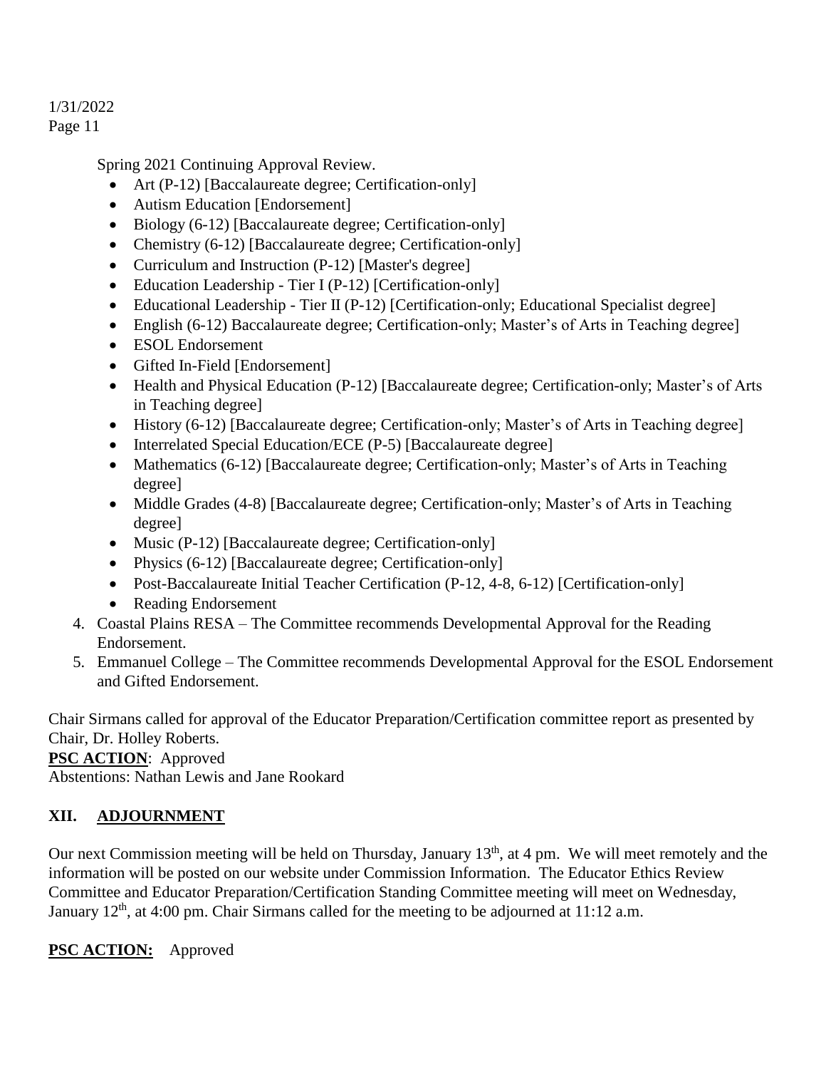Spring 2021 Continuing Approval Review.

- Art (P-12) [Baccalaureate degree; Certification-only]
- Autism Education [Endorsement]
- Biology (6-12) [Baccalaureate degree; Certification-only]
- Chemistry (6-12) [Baccalaureate degree; Certification-only]
- Curriculum and Instruction (P-12) [Master's degree]
- Education Leadership - Tier I (P-12) [Certification-only]
- Educational Leadership - Tier II (P-12) [Certification-only; Educational Specialist degree]
- English (6-12) Baccalaureate degree; Certification-only; Master's of Arts in Teaching degree]
- ESOL Endorsement
- Gifted In-Field [Endorsement]
- Health and Physical Education (P-12) [Baccalaureate degree; Certification-only; Master's of Arts in Teaching degree]
- History (6-12) [Baccalaureate degree; Certification-only; Master's of Arts in Teaching degree]
- Interrelated Special Education/ECE (P-5) [Baccalaureate degree]
- Mathematics (6-12) [Baccalaureate degree; Certification-only; Master's of Arts in Teaching degree]
- Middle Grades (4-8) [Baccalaureate degree; Certification-only; Master's of Arts in Teaching degree]
- Music (P-12) [Baccalaureate degree; Certification-only]
- Physics (6-12) [Baccalaureate degree; Certification-only]
- Post-Baccalaureate Initial Teacher Certification (P-12, 4-8, 6-12) [Certification-only]
- Reading Endorsement

4. Coastal Plains RESA – The Committee recommends Developmental Approval for the Reading Endorsement.
5. Emmanuel College – The Committee recommends Developmental Approval for the ESOL Endorsement and Gifted Endorsement.

Chair Sirmans called for approval of the Educator Preparation/Certification committee report as presented by Chair, Dr. Holley Roberts.

**PSC ACTION**: Approved

Abstentions: Nathan Lewis and Jane Rookard

## XII. ADJOURNMENT

Our next Commission meeting will be held on Thursday, January 13th, at 4 pm. We will meet remotely and the information will be posted on our website under Commission Information. The Educator Ethics Review Committee and Educator Preparation/Certification Standing Committee meeting will meet on Wednesday, January 12th, at 4:00 pm. Chair Sirmans called for the meeting to be adjourned at 11:12 a.m.

**PSC ACTION:** Approved